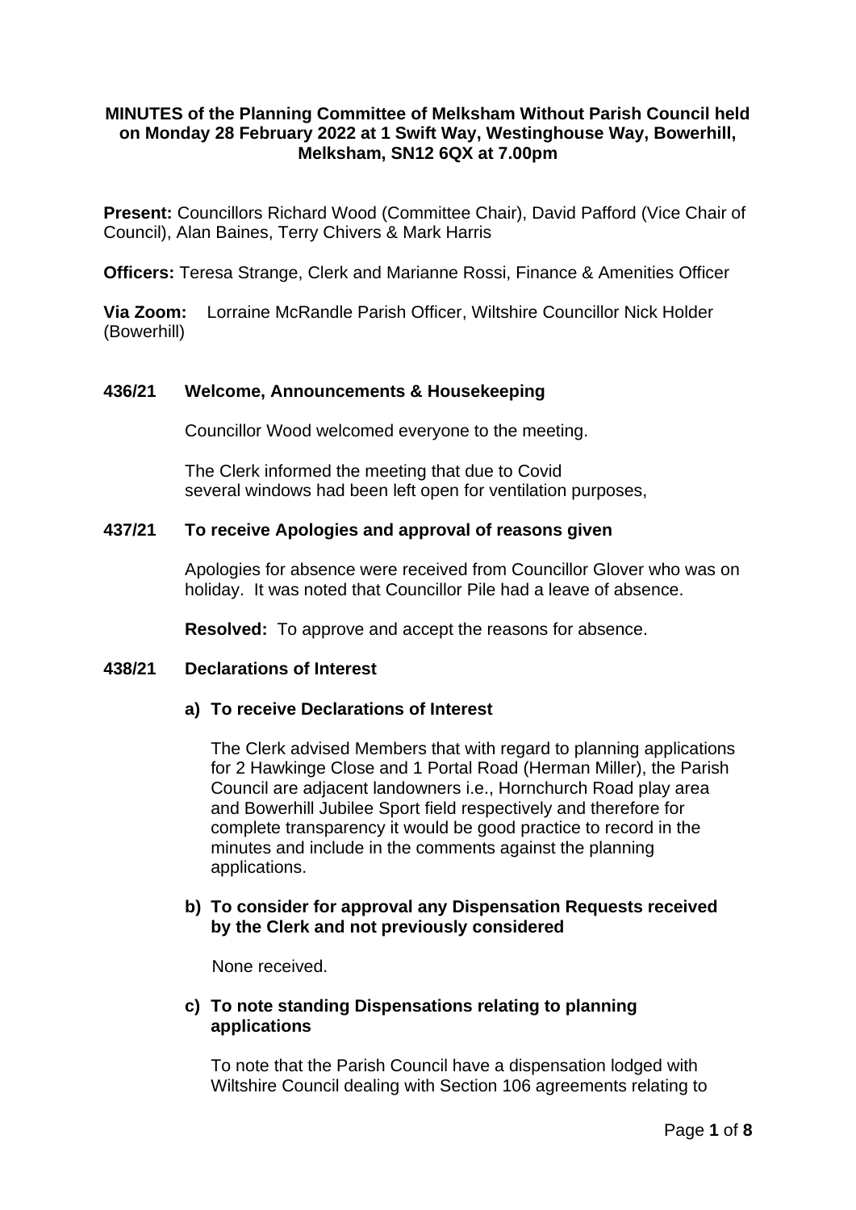**MINUTES of the Planning Committee of Melksham Without Parish Council held on Monday 28 February 2022 at 1 Swift Way, Westinghouse Way, Bowerhill, Melksham, SN12 6QX at 7.00pm**

**Present:** Councillors Richard Wood (Committee Chair), David Pafford (Vice Chair of Council), Alan Baines, Terry Chivers & Mark Harris

**Officers:** Teresa Strange, Clerk and Marianne Rossi, Finance & Amenities Officer

**Via Zoom:** Lorraine McRandle Parish Officer, Wiltshire Councillor Nick Holder (Bowerhill)

## 436/21 Welcome, Announcements & Housekeeping

Councillor Wood welcomed everyone to the meeting.

The Clerk informed the meeting that due to Covid several windows had been left open for ventilation purposes,

## 437/21 To receive Apologies and approval of reasons given

Apologies for absence were received from Councillor Glover who was on holiday. It was noted that Councillor Pile had a leave of absence.

**Resolved:** To approve and accept the reasons for absence.

## 438/21 Declarations of Interest

**a) To receive Declarations of Interest**

The Clerk advised Members that with regard to planning applications for 2 Hawkinge Close and 1 Portal Road (Herman Miller), the Parish Council are adjacent landowners i.e., Hornchurch Road play area and Bowerhill Jubilee Sport field respectively and therefore for complete transparency it would be good practice to record in the minutes and include in the comments against the planning applications.

**b) To consider for approval any Dispensation Requests received by the Clerk and not previously considered**

None received.

**c) To note standing Dispensations relating to planning applications**

To note that the Parish Council have a dispensation lodged with Wiltshire Council dealing with Section 106 agreements relating to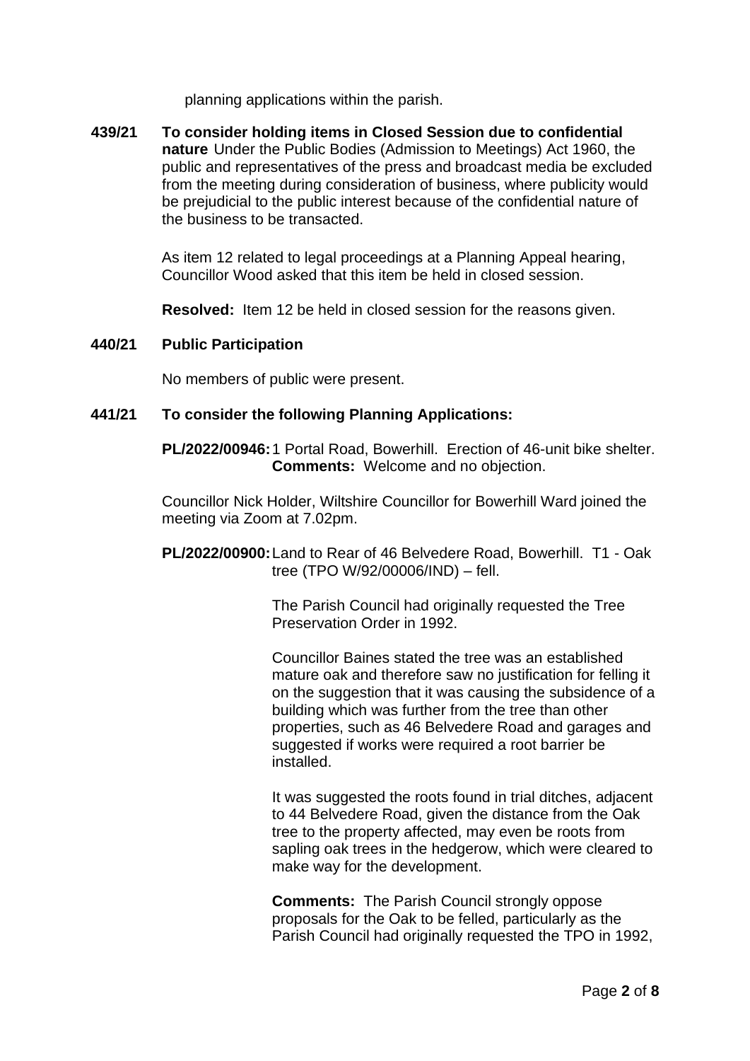planning applications within the parish.

**439/21 To consider holding items in Closed Session due to confidential nature** Under the Public Bodies (Admission to Meetings) Act 1960, the public and representatives of the press and broadcast media be excluded from the meeting during consideration of business, where publicity would be prejudicial to the public interest because of the confidential nature of the business to be transacted.

As item 12 related to legal proceedings at a Planning Appeal hearing, Councillor Wood asked that this item be held in closed session.

**Resolved:** Item 12 be held in closed session for the reasons given.

**440/21 Public Participation**

No members of public were present.

**441/21 To consider the following Planning Applications:**

**PL/2022/00946:** 1 Portal Road, Bowerhill. Erection of 46-unit bike shelter.
**Comments:** Welcome and no objection.

Councillor Nick Holder, Wiltshire Councillor for Bowerhill Ward joined the meeting via Zoom at 7.02pm.

**PL/2022/00900:** Land to Rear of 46 Belvedere Road, Bowerhill. T1 - Oak tree (TPO W/92/00006/IND) – fell.

The Parish Council had originally requested the Tree Preservation Order in 1992.

Councillor Baines stated the tree was an established mature oak and therefore saw no justification for felling it on the suggestion that it was causing the subsidence of a building which was further from the tree than other properties, such as 46 Belvedere Road and garages and suggested if works were required a root barrier be installed.

It was suggested the roots found in trial ditches, adjacent to 44 Belvedere Road, given the distance from the Oak tree to the property affected, may even be roots from sapling oak trees in the hedgerow, which were cleared to make way for the development.

**Comments:** The Parish Council strongly oppose proposals for the Oak to be felled, particularly as the Parish Council had originally requested the TPO in 1992,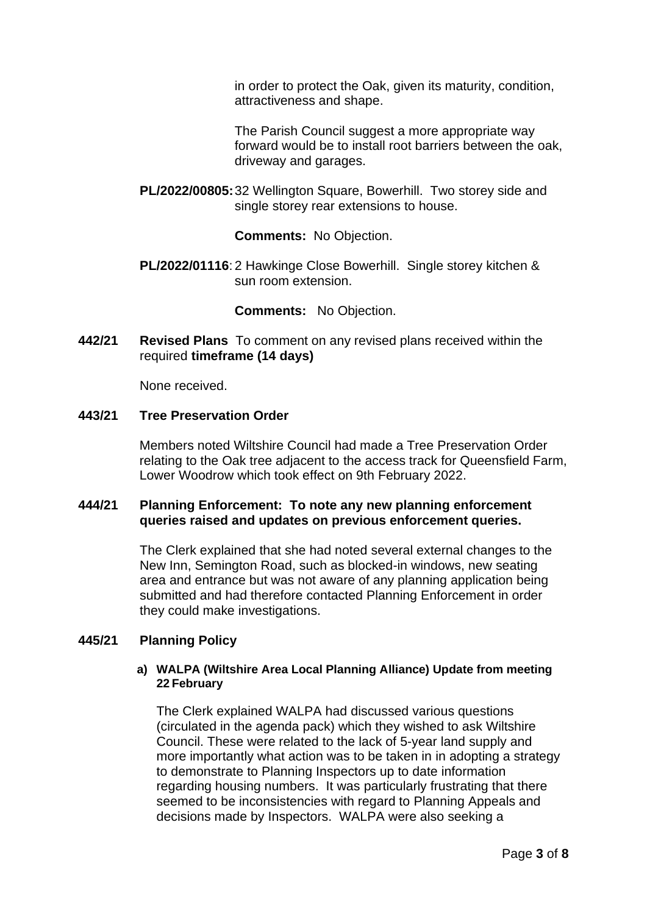in order to protect the Oak, given its maturity, condition, attractiveness and shape.

The Parish Council suggest a more appropriate way forward would be to install root barriers between the oak, driveway and garages.

**PL/2022/00805:** 32 Wellington Square, Bowerhill. Two storey side and single storey rear extensions to house.

**Comments:** No Objection.

**PL/2022/01116**: 2 Hawkinge Close Bowerhill. Single storey kitchen & sun room extension.

**Comments:** No Objection.

**442/21 Revised Plans** To comment on any revised plans received within the required **timeframe (14 days)**

None received.

**443/21 Tree Preservation Order**

Members noted Wiltshire Council had made a Tree Preservation Order relating to the Oak tree adjacent to the access track for Queensfield Farm, Lower Woodrow which took effect on 9th February 2022.

**444/21 Planning Enforcement: To note any new planning enforcement queries raised and updates on previous enforcement queries.**

The Clerk explained that she had noted several external changes to the New Inn, Semington Road, such as blocked-in windows, new seating area and entrance but was not aware of any planning application being submitted and had therefore contacted Planning Enforcement in order they could make investigations.

**445/21 Planning Policy**

**a) WALPA (Wiltshire Area Local Planning Alliance) Update from meeting 22 February**

The Clerk explained WALPA had discussed various questions (circulated in the agenda pack) which they wished to ask Wiltshire Council. These were related to the lack of 5-year land supply and more importantly what action was to be taken in in adopting a strategy to demonstrate to Planning Inspectors up to date information regarding housing numbers. It was particularly frustrating that there seemed to be inconsistencies with regard to Planning Appeals and decisions made by Inspectors. WALPA were also seeking a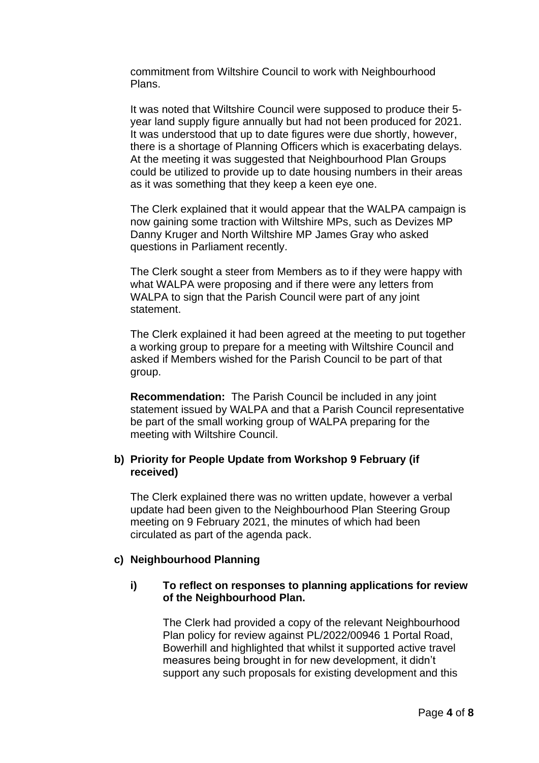commitment from Wiltshire Council to work with Neighbourhood Plans.

It was noted that Wiltshire Council were supposed to produce their 5-year land supply figure annually but had not been produced for 2021. It was understood that up to date figures were due shortly, however, there is a shortage of Planning Officers which is exacerbating delays. At the meeting it was suggested that Neighbourhood Plan Groups could be utilized to provide up to date housing numbers in their areas as it was something that they keep a keen eye one.

The Clerk explained that it would appear that the WALPA campaign is now gaining some traction with Wiltshire MPs, such as Devizes MP Danny Kruger and North Wiltshire MP James Gray who asked questions in Parliament recently.

The Clerk sought a steer from Members as to if they were happy with what WALPA were proposing and if there were any letters from WALPA to sign that the Parish Council were part of any joint statement.

The Clerk explained it had been agreed at the meeting to put together a working group to prepare for a meeting with Wiltshire Council and asked if Members wished for the Parish Council to be part of that group.

**Recommendation:** The Parish Council be included in any joint statement issued by WALPA and that a Parish Council representative be part of the small working group of WALPA preparing for the meeting with Wiltshire Council.

**b) Priority for People Update from Workshop 9 February (if received)**

The Clerk explained there was no written update, however a verbal update had been given to the Neighbourhood Plan Steering Group meeting on 9 February 2021, the minutes of which had been circulated as part of the agenda pack.

**c) Neighbourhood Planning**

**i) To reflect on responses to planning applications for review of the Neighbourhood Plan.**

The Clerk had provided a copy of the relevant Neighbourhood Plan policy for review against PL/2022/00946 1 Portal Road, Bowerhill and highlighted that whilst it supported active travel measures being brought in for new development, it didn't support any such proposals for existing development and this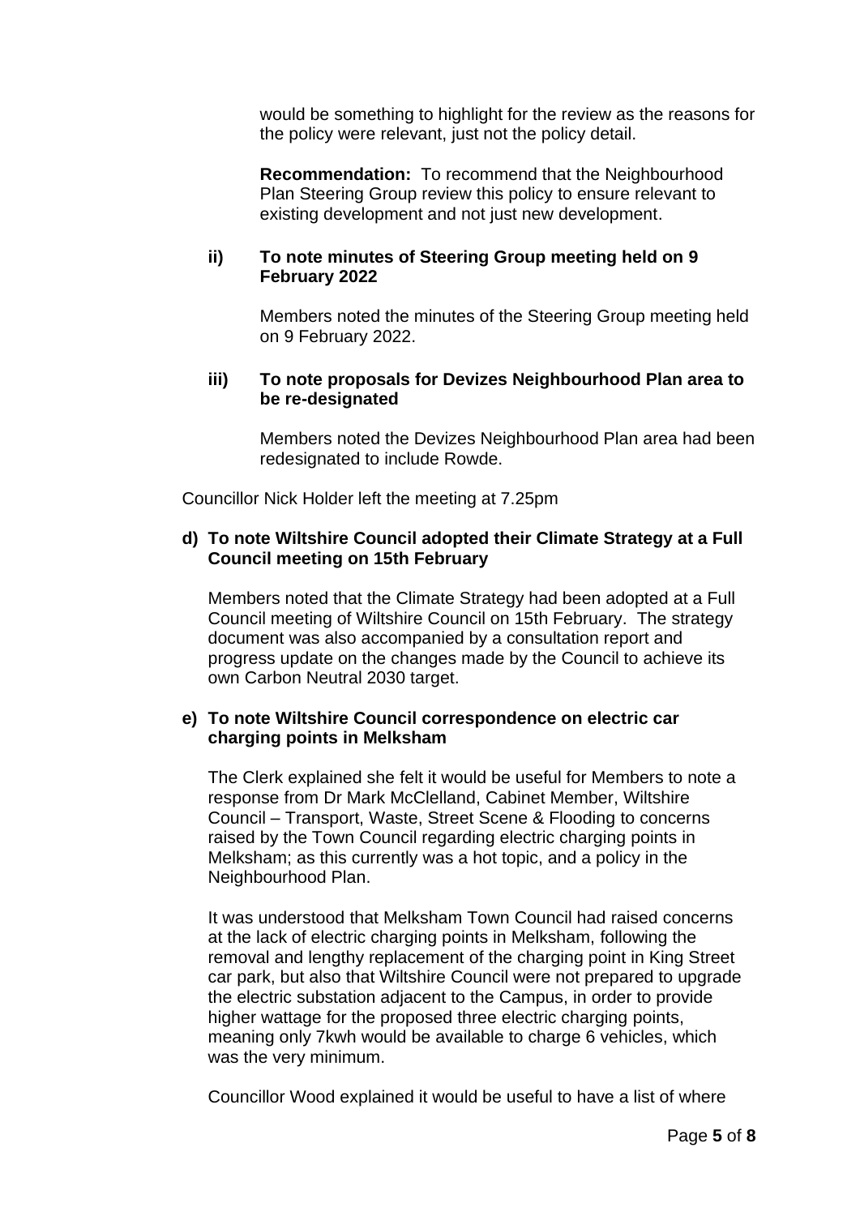would be something to highlight for the review as the reasons for the policy were relevant, just not the policy detail.

**Recommendation:** To recommend that the Neighbourhood Plan Steering Group review this policy to ensure relevant to existing development and not just new development.

**ii) To note minutes of Steering Group meeting held on 9 February 2022**

Members noted the minutes of the Steering Group meeting held on 9 February 2022.

**iii) To note proposals for Devizes Neighbourhood Plan area to be re-designated**

Members noted the Devizes Neighbourhood Plan area had been redesignated to include Rowde.

Councillor Nick Holder left the meeting at 7.25pm

**d) To note Wiltshire Council adopted their Climate Strategy at a Full Council meeting on 15th February**

Members noted that the Climate Strategy had been adopted at a Full Council meeting of Wiltshire Council on 15th February. The strategy document was also accompanied by a consultation report and progress update on the changes made by the Council to achieve its own Carbon Neutral 2030 target.

**e) To note Wiltshire Council correspondence on electric car charging points in Melksham**

The Clerk explained she felt it would be useful for Members to note a response from Dr Mark McClelland, Cabinet Member, Wiltshire Council – Transport, Waste, Street Scene & Flooding to concerns raised by the Town Council regarding electric charging points in Melksham; as this currently was a hot topic, and a policy in the Neighbourhood Plan.

It was understood that Melksham Town Council had raised concerns at the lack of electric charging points in Melksham, following the removal and lengthy replacement of the charging point in King Street car park, but also that Wiltshire Council were not prepared to upgrade the electric substation adjacent to the Campus, in order to provide higher wattage for the proposed three electric charging points, meaning only 7kwh would be available to charge 6 vehicles, which was the very minimum.

Councillor Wood explained it would be useful to have a list of where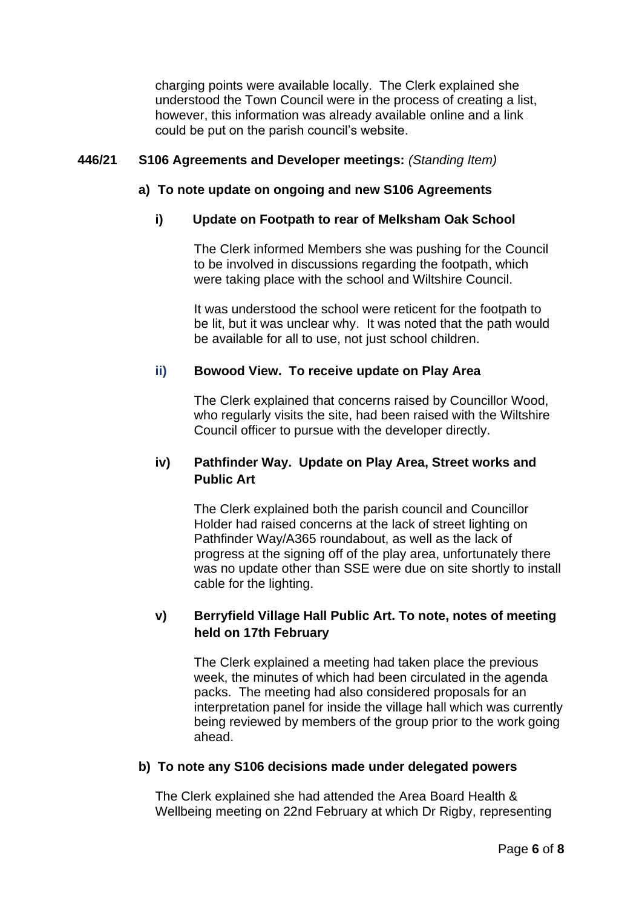charging points were available locally. The Clerk explained she understood the Town Council were in the process of creating a list, however, this information was already available online and a link could be put on the parish council's website.

**446/21 S106 Agreements and Developer meetings:** *(Standing Item)*

**a) To note update on ongoing and new S106 Agreements**

**i) Update on Footpath to rear of Melksham Oak School**

The Clerk informed Members she was pushing for the Council to be involved in discussions regarding the footpath, which were taking place with the school and Wiltshire Council.

It was understood the school were reticent for the footpath to be lit, but it was unclear why. It was noted that the path would be available for all to use, not just school children.

**ii) Bowood View. To receive update on Play Area**

The Clerk explained that concerns raised by Councillor Wood, who regularly visits the site, had been raised with the Wiltshire Council officer to pursue with the developer directly.

**iv) Pathfinder Way. Update on Play Area, Street works and Public Art**

The Clerk explained both the parish council and Councillor Holder had raised concerns at the lack of street lighting on Pathfinder Way/A365 roundabout, as well as the lack of progress at the signing off of the play area, unfortunately there was no update other than SSE were due on site shortly to install cable for the lighting.

**v) Berryfield Village Hall Public Art. To note, notes of meeting held on 17th February**

The Clerk explained a meeting had taken place the previous week, the minutes of which had been circulated in the agenda packs. The meeting had also considered proposals for an interpretation panel for inside the village hall which was currently being reviewed by members of the group prior to the work going ahead.

**b) To note any S106 decisions made under delegated powers**

The Clerk explained she had attended the Area Board Health & Wellbeing meeting on 22nd February at which Dr Rigby, representing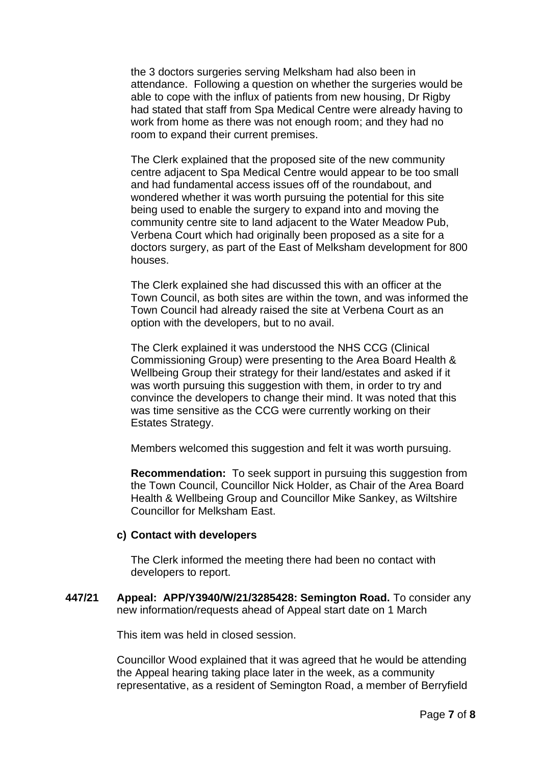the 3 doctors surgeries serving Melksham had also been in attendance. Following a question on whether the surgeries would be able to cope with the influx of patients from new housing, Dr Rigby had stated that staff from Spa Medical Centre were already having to work from home as there was not enough room; and they had no room to expand their current premises.

The Clerk explained that the proposed site of the new community centre adjacent to Spa Medical Centre would appear to be too small and had fundamental access issues off of the roundabout, and wondered whether it was worth pursuing the potential for this site being used to enable the surgery to expand into and moving the community centre site to land adjacent to the Water Meadow Pub, Verbena Court which had originally been proposed as a site for a doctors surgery, as part of the East of Melksham development for 800 houses.

The Clerk explained she had discussed this with an officer at the Town Council, as both sites are within the town, and was informed the Town Council had already raised the site at Verbena Court as an option with the developers, but to no avail.

The Clerk explained it was understood the NHS CCG (Clinical Commissioning Group) were presenting to the Area Board Health & Wellbeing Group their strategy for their land/estates and asked if it was worth pursuing this suggestion with them, in order to try and convince the developers to change their mind. It was noted that this was time sensitive as the CCG were currently working on their Estates Strategy.

Members welcomed this suggestion and felt it was worth pursuing.

**Recommendation:** To seek support in pursuing this suggestion from the Town Council, Councillor Nick Holder, as Chair of the Area Board Health & Wellbeing Group and Councillor Mike Sankey, as Wiltshire Councillor for Melksham East.

**c) Contact with developers**

The Clerk informed the meeting there had been no contact with developers to report.

**447/21 Appeal: APP/Y3940/W/21/3285428: Semington Road.** To consider any new information/requests ahead of Appeal start date on 1 March

This item was held in closed session.

Councillor Wood explained that it was agreed that he would be attending the Appeal hearing taking place later in the week, as a community representative, as a resident of Semington Road, a member of Berryfield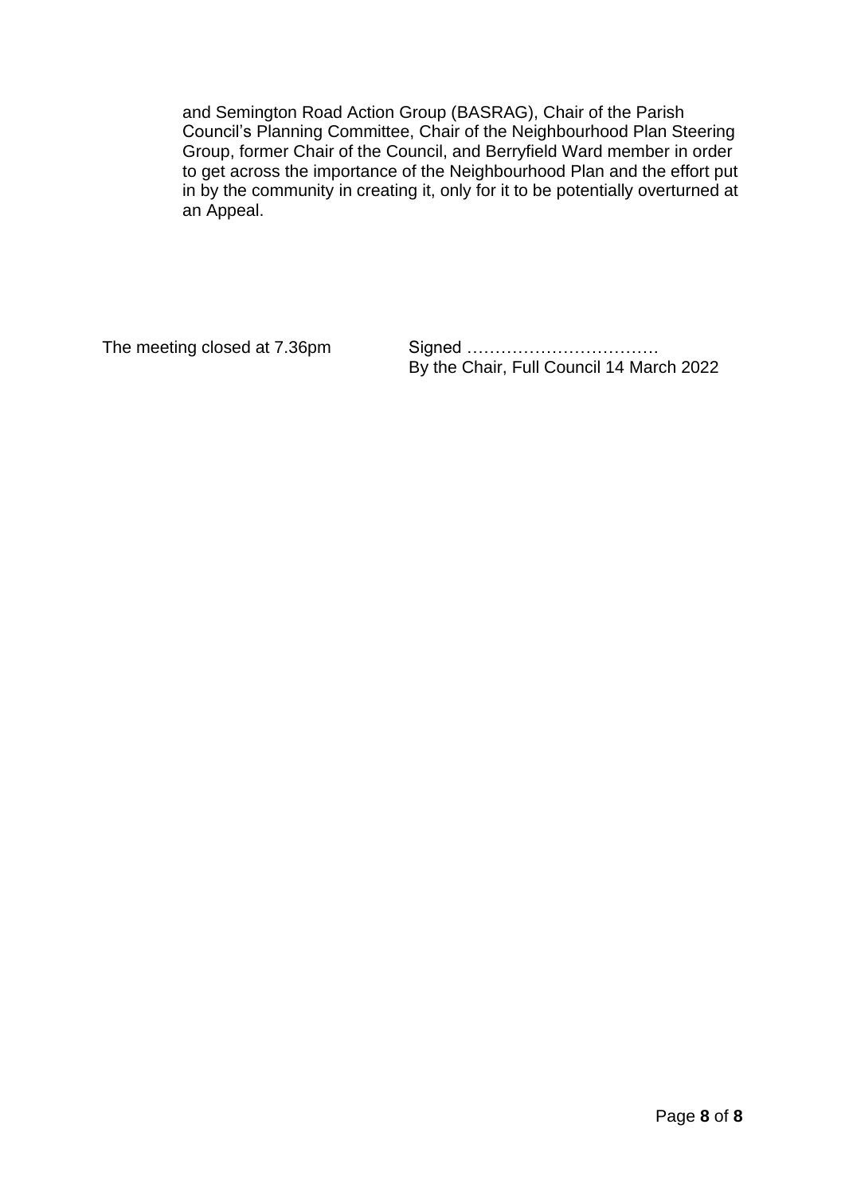and Semington Road Action Group (BASRAG), Chair of the Parish Council's Planning Committee, Chair of the Neighbourhood Plan Steering Group, former Chair of the Council, and Berryfield Ward member in order to get across the importance of the Neighbourhood Plan and the effort put in by the community in creating it, only for it to be potentially overturned at an Appeal.

The meeting closed at 7.36pm

Signed ……………………………
By the Chair, Full Council 14 March 2022